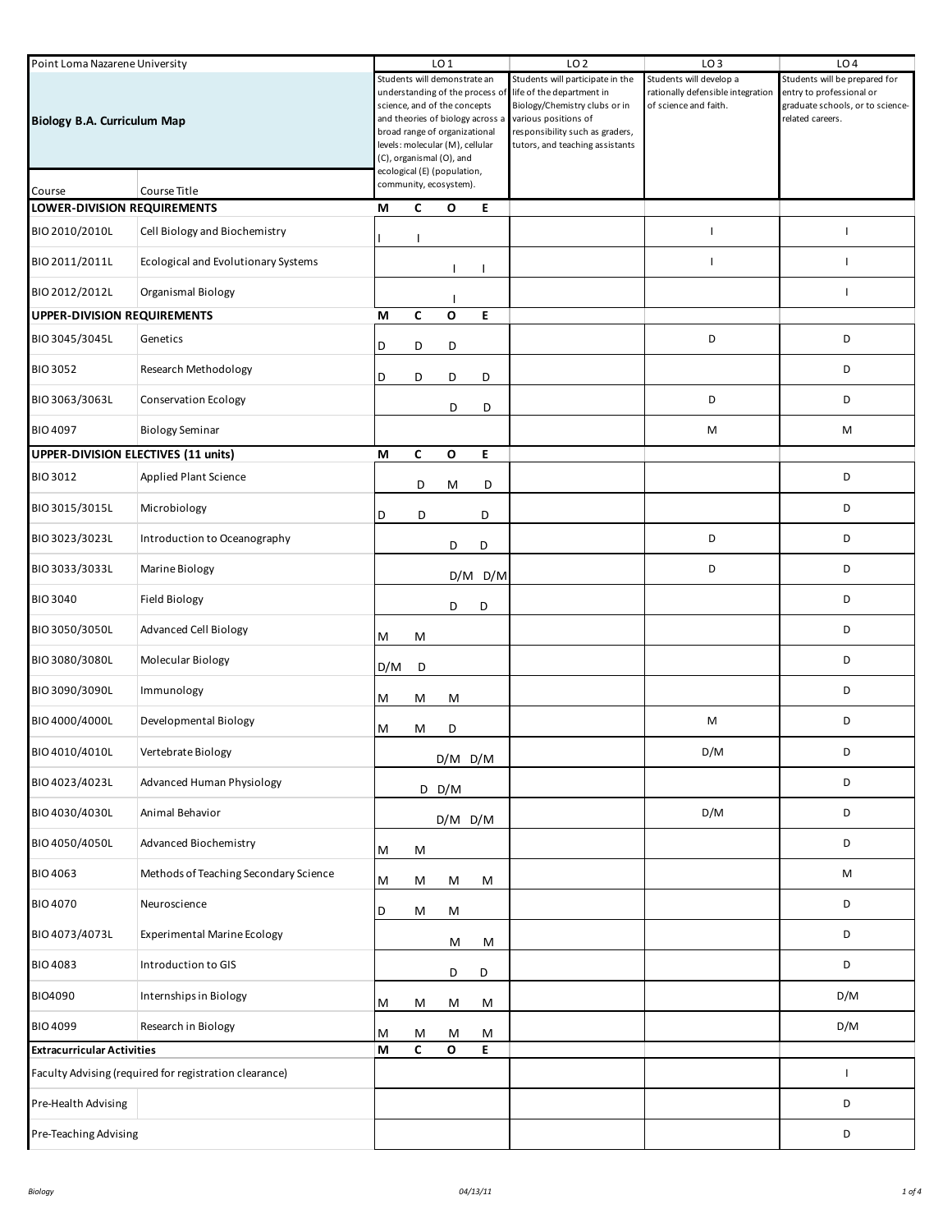| Point Loma Nazarene University | | LO 1 | | | | LO 2 | LO 3 | LO 4 |
|---|---|---|---|---|---|---|---|---|
| **Biology B.A. Curriculum Map** | | Students will demonstrate an understanding of the process of science, and of the concepts and theories of biology across a broad range of organizational levels: molecular (M), cellular (C), organismal (O), and ecological (E) (population, community, ecosystem). | | | | Students will participate in the life of the department in Biology/Chemistry clubs or in various positions of responsibility such as graders, tutors, and teaching assistants | Students will develop a rationally defensible integration of science and faith. | Students will be prepared for entry to professional or graduate schools, or to science-related careers. |
| Course | Course Title | | | | | | | |
| **LOWER-DIVISION REQUIREMENTS** | | **M** | **C** | **O** | **E** | | | |
| BIO 2010/2010L | Cell Biology and Biochemistry | I | I | | | | I | I |
| BIO 2011/2011L | Ecological and Evolutionary Systems | | | I | I | | I | I |
| BIO 2012/2012L | Organismal Biology | | | I | | | | I |
| **UPPER-DIVISION REQUIREMENTS** | | **M** | **C** | **O** | **E** | | | |
| BIO 3045/3045L | Genetics | D | D | D | | | D | D |
| BIO 3052 | Research Methodology | D | D | D | D | | | D |
| BIO 3063/3063L | Conservation Ecology | | | D | D | | D | D |
| BIO 4097 | Biology Seminar | | | | | | M | M |
| **UPPER-DIVISION ELECTIVES (11 units)** | | **M** | **C** | **O** | **E** | | | |
| BIO 3012 | Applied Plant Science | | D | M | D | | | D |
| BIO 3015/3015L | Microbiology | D | D | | D | | | D |
| BIO 3023/3023L | Introduction to Oceanography | | | D | D | | D | D |
| BIO 3033/3033L | Marine Biology | | | D/M | D/M | | D | D |
| BIO 3040 | Field Biology | | | D | D | | | D |
| BIO 3050/3050L | Advanced Cell Biology | M | M | | | | | D |
| BIO 3080/3080L | Molecular Biology | D/M | D | | | | | D |
| BIO 3090/3090L | Immunology | M | M | M | | | | D |
| BIO 4000/4000L | Developmental Biology | M | M | D | | | M | D |
| BIO 4010/4010L | Vertebrate Biology | | | D/M | D/M | | D/M | D |
| BIO 4023/4023L | Advanced Human Physiology | | D | D/M | | | | D |
| BIO 4030/4030L | Animal Behavior | | | D/M | D/M | | D/M | D |
| BIO 4050/4050L | Advanced Biochemistry | M | M | | | | | D |
| BIO 4063 | Methods of Teaching Secondary Science | M | M | M | M | | | M |
| BIO 4070 | Neuroscience | D | M | M | | | | D |
| BIO 4073/4073L | Experimental Marine Ecology | | | M | M | | | D |
| BIO 4083 | Introduction to GIS | | | D | D | | | D |
| BIO4090 | Internships in Biology | M | M | M | M | | | D/M |
| BIO 4099 | Research in Biology | M | M | M | M | | | D/M |
| **Extracurricular Activities** | | **M** | **C** | **O** | **E** | | | |
| Faculty Advising (required for registration clearance) | | | | | | | | I |
| Pre-Health Advising | | | | | | | | D |
| Pre-Teaching Advising | | | | | | | | D |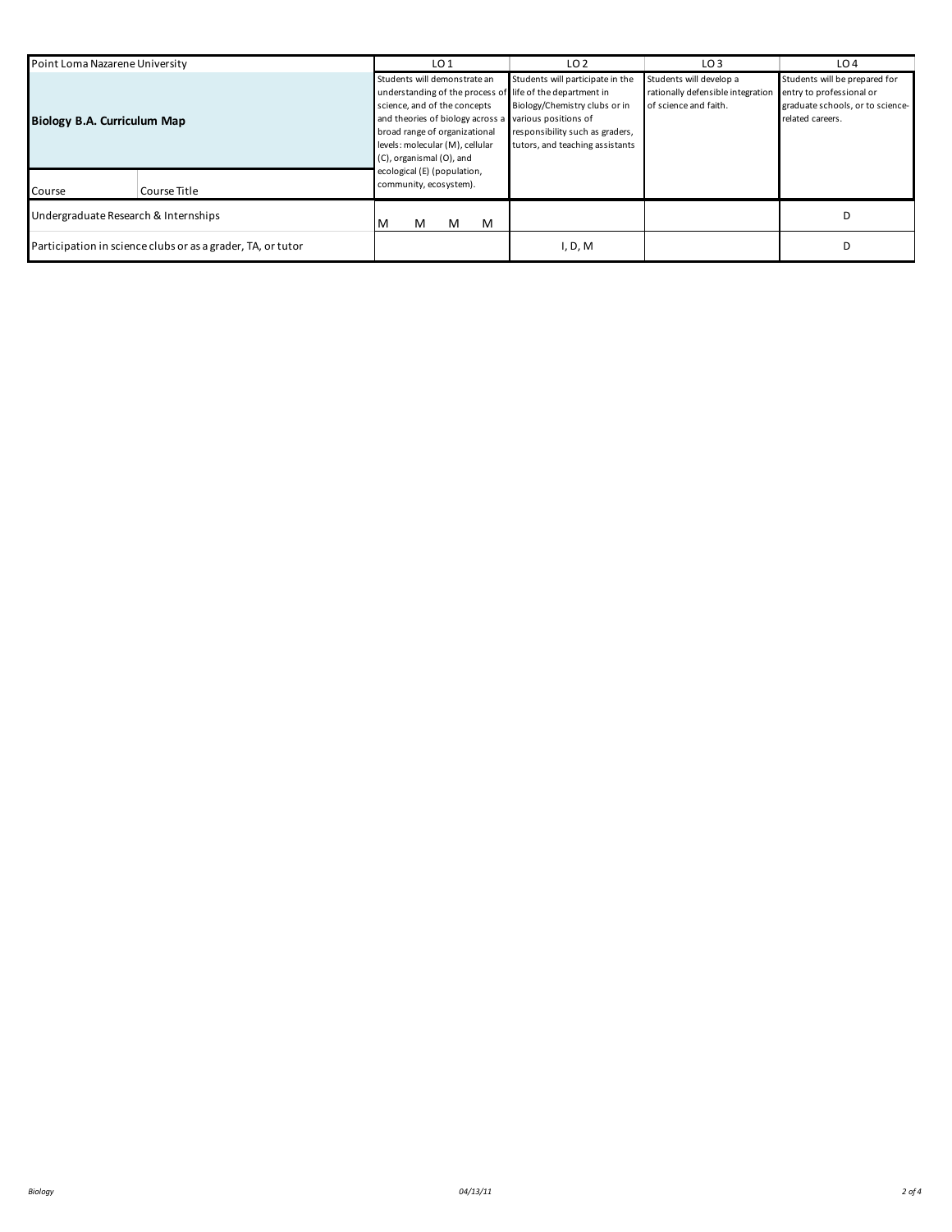| Point Loma Nazarene University | | LO 1 | LO 2 | LO 3 | LO 4 |
|---|---|---|---|---|---|
| **Biology B.A. Curriculum Map** | | Students will demonstrate an understanding of the process of science, and of the concepts and theories of biology across a broad range of organizational levels: molecular (M), cellular (C), organismal (O), and ecological (E) (population, community, ecosystem). | Students will participate in the life of the department in Biology/Chemistry clubs or in various positions of responsibility such as graders, tutors, and teaching assistants | Students will develop a rationally defensible integration of science and faith. | Students will be prepared for entry to professional or graduate schools, or to science-related careers. |
| Course | Course Title | | | | |
| Undergraduate Research & Internships | | M M M M | | | D |
| Participation in science clubs or as a grader, TA, or tutor | | | I, D, M | | D |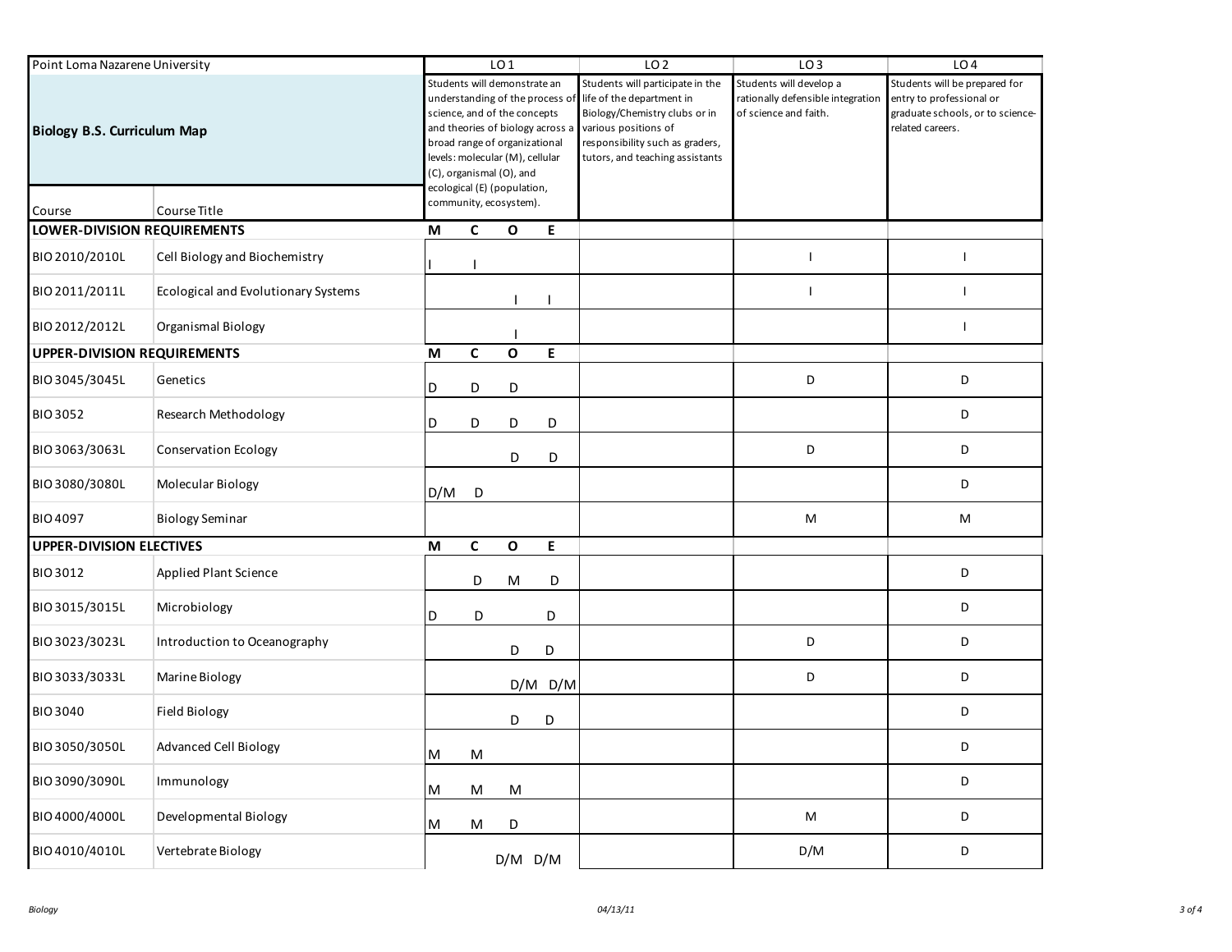| Point Loma Nazarene University | | LO 1 | | | | LO 2 | LO 3 | LO 4 |
|---|---|---|---|---|---|---|---|---|
| **Biology B.S. Curriculum Map** | | Students will demonstrate an understanding of the process of science, and of the concepts and theories of biology across a broad range of organizational levels: molecular (M), cellular (C), organismal (O), and ecological (E) (population, community, ecosystem). | | | | Students will participate in the life of the department in Biology/Chemistry clubs or in various positions of responsibility such as graders, tutors, and teaching assistants | Students will develop a rationally defensible integration of science and faith. | Students will be prepared for entry to professional or graduate schools, or to science-related careers. |
| Course | Course Title | | | | | | | |
| **LOWER-DIVISION REQUIREMENTS** | | **M** | **C** | **O** | **E** | | | |
| BIO 2010/2010L | Cell Biology and Biochemistry | I | I | | | | I | I |
| BIO 2011/2011L | Ecological and Evolutionary Systems | | | I | I | | I | I |
| BIO 2012/2012L | Organismal Biology | | | I | | | | I |
| **UPPER-DIVISION REQUIREMENTS** | | **M** | **C** | **O** | **E** | | | |
| BIO 3045/3045L | Genetics | D | D | D | | | D | D |
| BIO 3052 | Research Methodology | D | D | D | D | | | D |
| BIO 3063/3063L | Conservation Ecology | | | D | D | | D | D |
| BIO 3080/3080L | Molecular Biology | D/M | D | | | | | D |
| BIO 4097 | Biology Seminar | | | | | | M | M |
| **UPPER-DIVISION ELECTIVES** | | **M** | **C** | **O** | **E** | | | |
| BIO 3012 | Applied Plant Science | | D | M | D | | | D |
| BIO 3015/3015L | Microbiology | D | D | | D | | | D |
| BIO 3023/3023L | Introduction to Oceanography | | | D | D | | D | D |
| BIO 3033/3033L | Marine Biology | | | D/M | D/M | | D | D |
| BIO 3040 | Field Biology | | | D | D | | | D |
| BIO 3050/3050L | Advanced Cell Biology | M | M | | | | | D |
| BIO 3090/3090L | Immunology | M | M | M | | | | D |
| BIO 4000/4000L | Developmental Biology | M | M | D | | | M | D |
| BIO 4010/4010L | Vertebrate Biology | | | D/M | D/M | | D/M | D |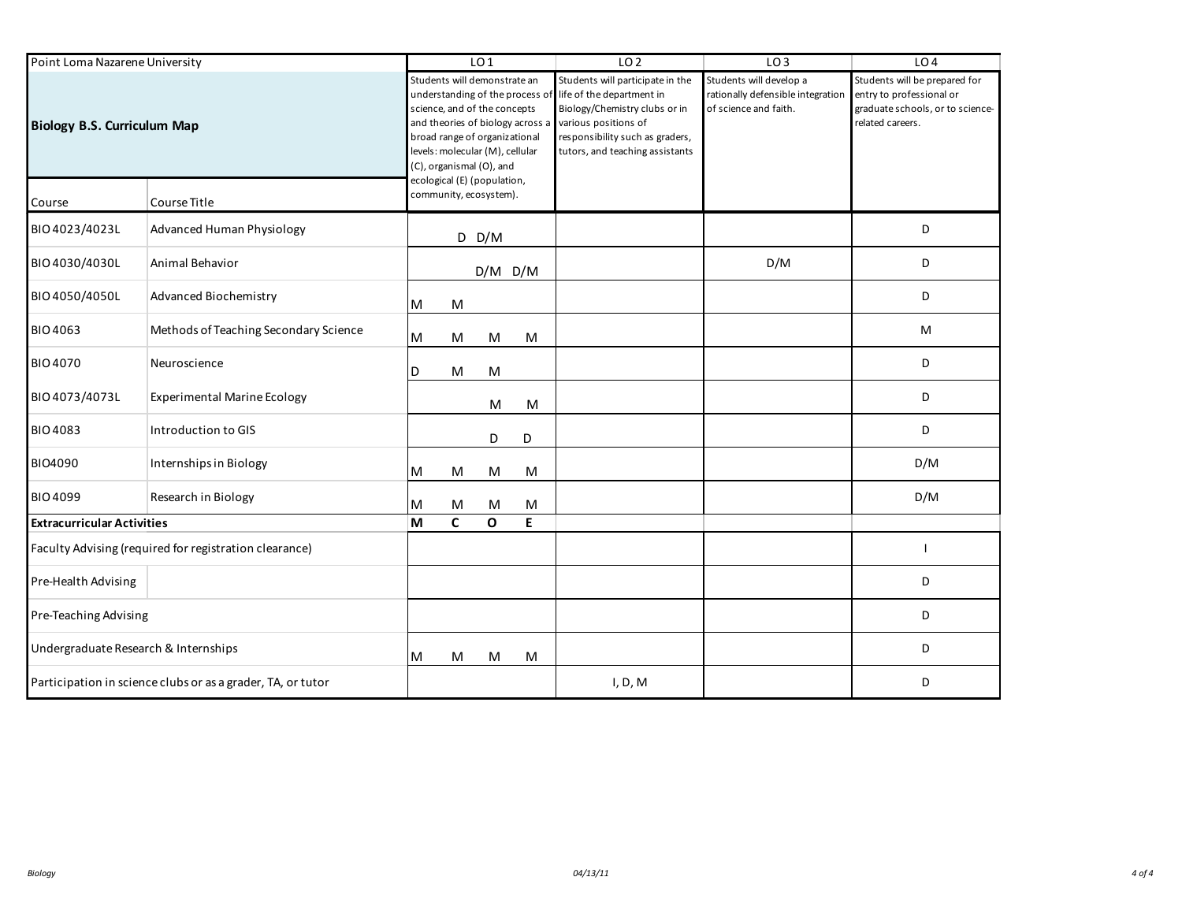| Point Loma Nazarene University | | LO 1 | | | | LO 2 | LO 3 | LO 4 |
|---|---|---|---|---|---|---|---|---|
| **Biology B.S. Curriculum Map** | | Students will demonstrate an understanding of the process of science, and of the concepts and theories of biology across a broad range of organizational levels: molecular (M), cellular (C), organismal (O), and ecological (E) (population, community, ecosystem). | | | | Students will participate in the life of the department in Biology/Chemistry clubs or in various positions of responsibility such as graders, tutors, and teaching assistants | Students will develop a rationally defensible integration of science and faith. | Students will be prepared for entry to professional or graduate schools, or to science-related careers. |
| Course | Course Title | | | | | | | |
| BIO 4023/4023L | Advanced Human Physiology | | D | D/M | | | | D |
| BIO 4030/4030L | Animal Behavior | | | D/M | D/M | | D/M | D |
| BIO 4050/4050L | Advanced Biochemistry | M | M | | | | | D |
| BIO 4063 | Methods of Teaching Secondary Science | M | M | M | M | | | M |
| BIO 4070 | Neuroscience | D | M | M | | | | D |
| BIO 4073/4073L | Experimental Marine Ecology | | | M | M | | | D |
| BIO 4083 | Introduction to GIS | | | D | D | | | D |
| BIO4090 | Internships in Biology | M | M | M | M | | | D/M |
| BIO 4099 | Research in Biology | M | M | M | M | | | D/M |
| **Extracurricular Activities** | | **M** | **C** | **O** | **E** | | | |
| Faculty Advising (required for registration clearance) | | | | | | | | I |
| Pre-Health Advising | | | | | | | | D |
| Pre-Teaching Advising | | | | | | | | D |
| Undergraduate Research & Internships | | M | M | M | M | | | D |
| Participation in science clubs or as a grader, TA, or tutor | | | | | | I, D, M | | D |